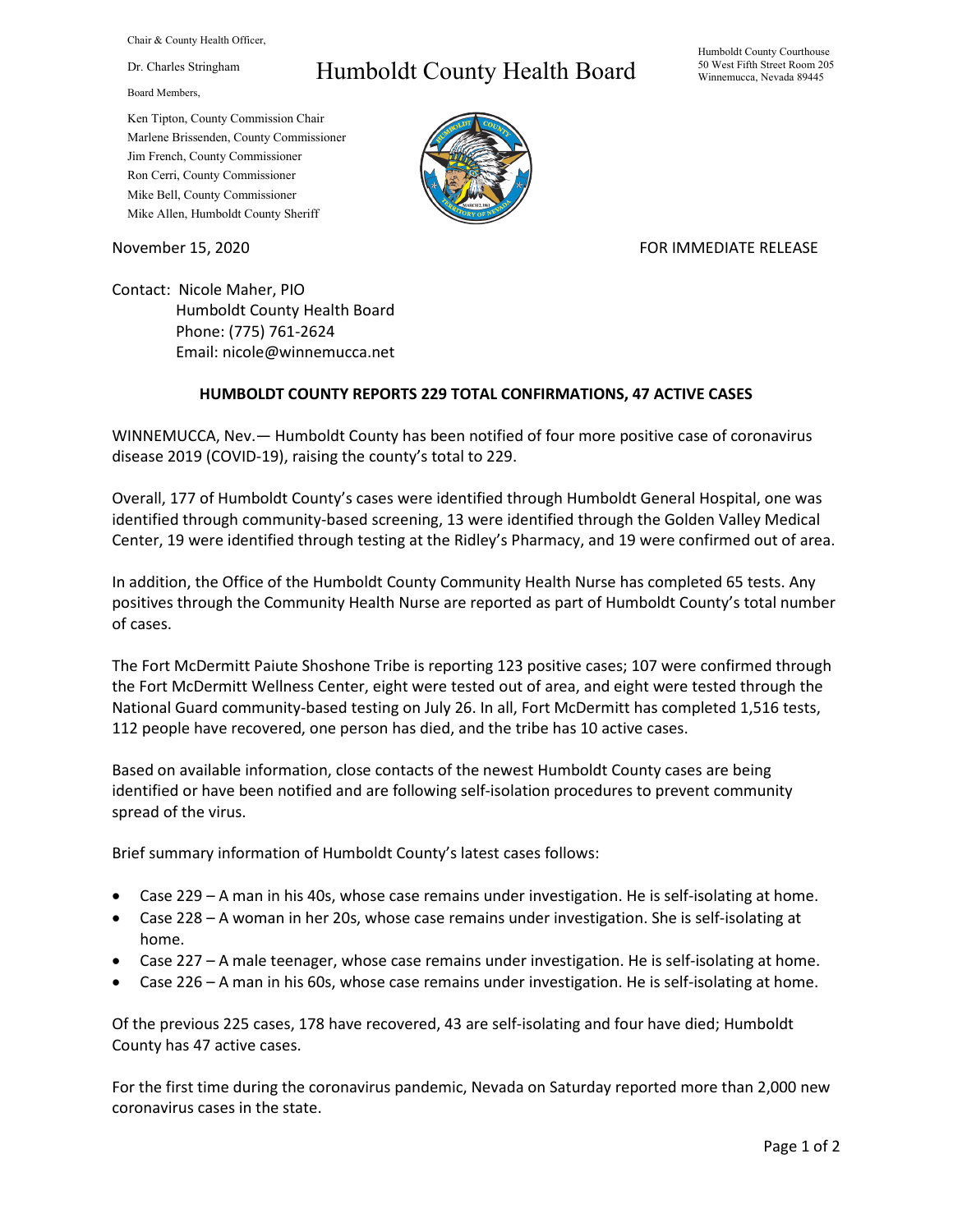Chair & County Health Officer,

Dr. Charles Stringham

Board Members,

Ken Tipton, County Commission Chair
Marlene Brissenden, County Commissioner
Jim French, County Commissioner
Ron Cerri, County Commissioner
Mike Bell, County Commissioner
Mike Allen, Humboldt County Sheriff

# Humboldt County Health Board

Humboldt County Courthouse
50 West Fifth Street Room 205
Winnemucca, Nevada 89445

November 15, 2020

FOR IMMEDIATE RELEASE

Contact: Nicole Maher, PIO
Humboldt County Health Board
Phone: (775) 761-2624
Email: nicole@winnemucca.net

## HUMBOLDT COUNTY REPORTS 229 TOTAL CONFIRMATIONS, 47 ACTIVE CASES

WINNEMUCCA, Nev.— Humboldt County has been notified of four more positive case of coronavirus disease 2019 (COVID-19), raising the county's total to 229.

Overall, 177 of Humboldt County's cases were identified through Humboldt General Hospital, one was identified through community-based screening, 13 were identified through the Golden Valley Medical Center, 19 were identified through testing at the Ridley's Pharmacy, and 19 were confirmed out of area.

In addition, the Office of the Humboldt County Community Health Nurse has completed 65 tests. Any positives through the Community Health Nurse are reported as part of Humboldt County's total number of cases.

The Fort McDermitt Paiute Shoshone Tribe is reporting 123 positive cases; 107 were confirmed through the Fort McDermitt Wellness Center, eight were tested out of area, and eight were tested through the National Guard community-based testing on July 26. In all, Fort McDermitt has completed 1,516 tests, 112 people have recovered, one person has died, and the tribe has 10 active cases.

Based on available information, close contacts of the newest Humboldt County cases are being identified or have been notified and are following self-isolation procedures to prevent community spread of the virus.

Brief summary information of Humboldt County's latest cases follows:

- Case 229 – A man in his 40s, whose case remains under investigation. He is self-isolating at home.
- Case 228 – A woman in her 20s, whose case remains under investigation. She is self-isolating at home.
- Case 227 – A male teenager, whose case remains under investigation. He is self-isolating at home.
- Case 226 – A man in his 60s, whose case remains under investigation. He is self-isolating at home.

Of the previous 225 cases, 178 have recovered, 43 are self-isolating and four have died; Humboldt County has 47 active cases.

For the first time during the coronavirus pandemic, Nevada on Saturday reported more than 2,000 new coronavirus cases in the state.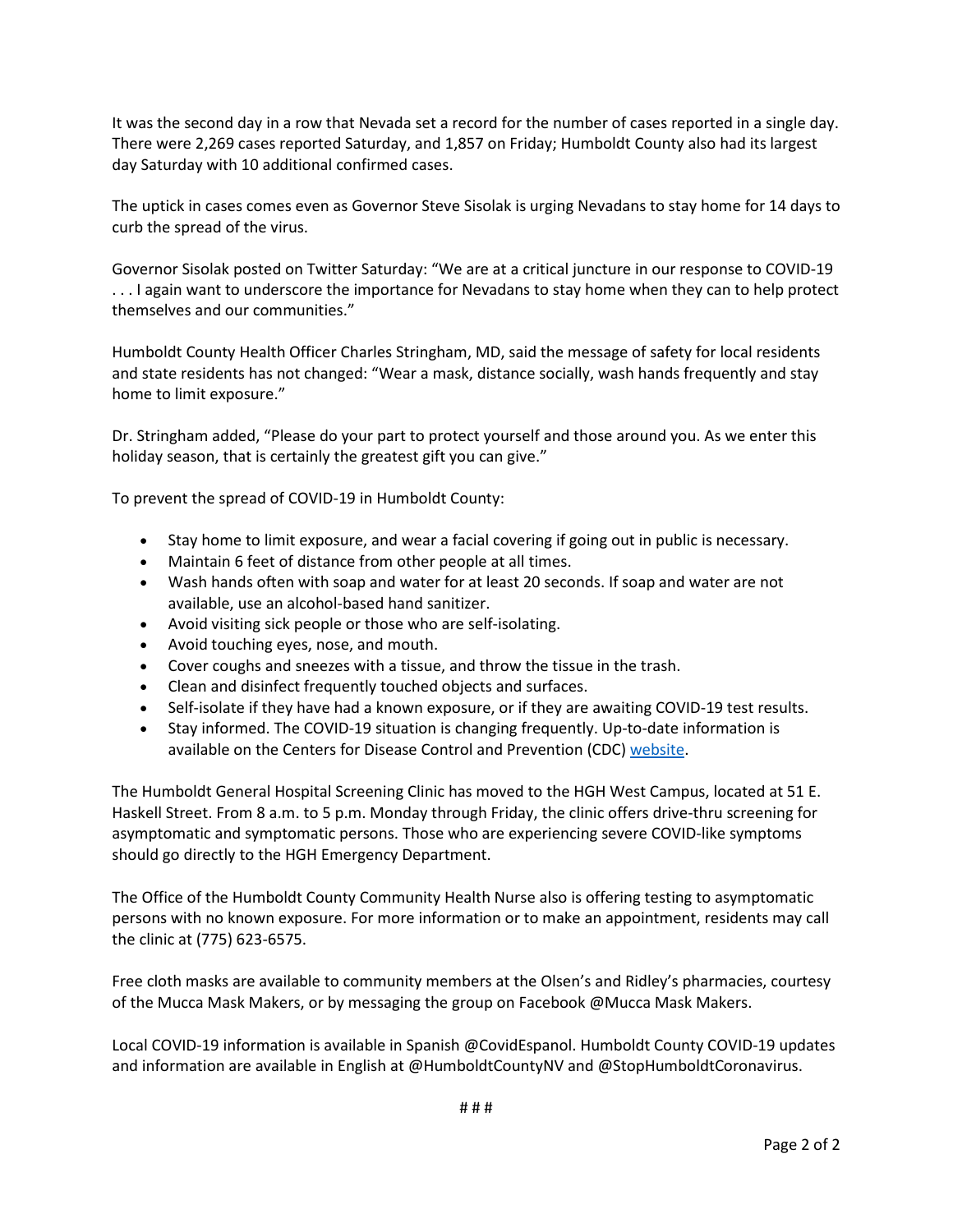It was the second day in a row that Nevada set a record for the number of cases reported in a single day. There were 2,269 cases reported Saturday, and 1,857 on Friday; Humboldt County also had its largest day Saturday with 10 additional confirmed cases.

The uptick in cases comes even as Governor Steve Sisolak is urging Nevadans to stay home for 14 days to curb the spread of the virus.

Governor Sisolak posted on Twitter Saturday: "We are at a critical juncture in our response to COVID-19 . . . I again want to underscore the importance for Nevadans to stay home when they can to help protect themselves and our communities."

Humboldt County Health Officer Charles Stringham, MD, said the message of safety for local residents and state residents has not changed: "Wear a mask, distance socially, wash hands frequently and stay home to limit exposure."

Dr. Stringham added, "Please do your part to protect yourself and those around you. As we enter this holiday season, that is certainly the greatest gift you can give."

To prevent the spread of COVID-19 in Humboldt County:

- Stay home to limit exposure, and wear a facial covering if going out in public is necessary.
- Maintain 6 feet of distance from other people at all times.
- Wash hands often with soap and water for at least 20 seconds. If soap and water are not available, use an alcohol-based hand sanitizer.
- Avoid visiting sick people or those who are self-isolating.
- Avoid touching eyes, nose, and mouth.
- Cover coughs and sneezes with a tissue, and throw the tissue in the trash.
- Clean and disinfect frequently touched objects and surfaces.
- Self-isolate if they have had a known exposure, or if they are awaiting COVID-19 test results.
- Stay informed. The COVID-19 situation is changing frequently. Up-to-date information is available on the Centers for Disease Control and Prevention (CDC) website.

The Humboldt General Hospital Screening Clinic has moved to the HGH West Campus, located at 51 E. Haskell Street. From 8 a.m. to 5 p.m. Monday through Friday, the clinic offers drive-thru screening for asymptomatic and symptomatic persons. Those who are experiencing severe COVID-like symptoms should go directly to the HGH Emergency Department.

The Office of the Humboldt County Community Health Nurse also is offering testing to asymptomatic persons with no known exposure. For more information or to make an appointment, residents may call the clinic at (775) 623-6575.

Free cloth masks are available to community members at the Olsen's and Ridley's pharmacies, courtesy of the Mucca Mask Makers, or by messaging the group on Facebook @Mucca Mask Makers.

Local COVID-19 information is available in Spanish @CovidEspanol. Humboldt County COVID-19 updates and information are available in English at @HumboldtCountyNV and @StopHumboldtCoronavirus.

# # #